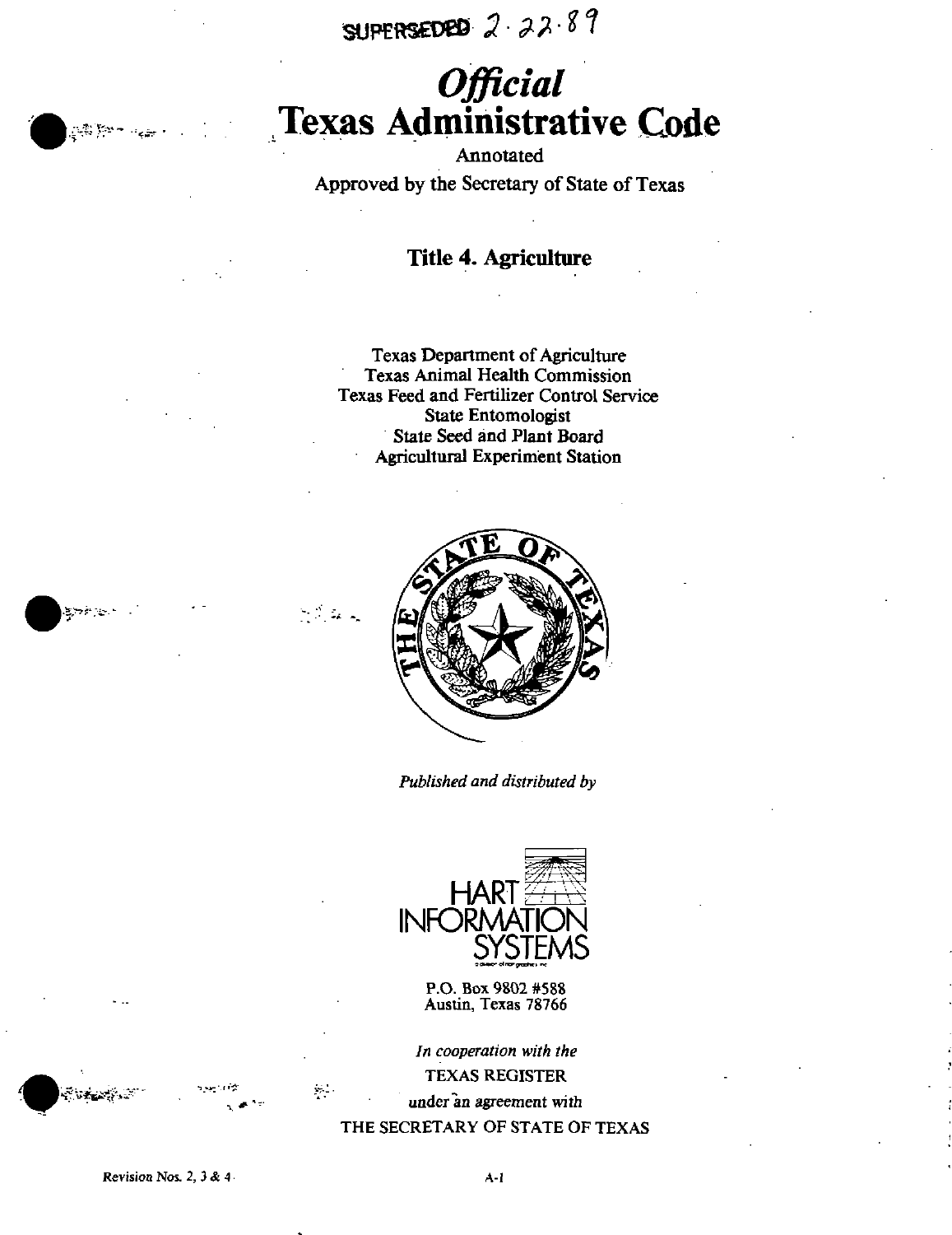SUPERSEDED 2·22·89

# *Official*
# Texas Administrative Code

Annotated

Approved by the Secretary of State of Texas

## Title 4. Agriculture

Texas Department of Agriculture
Texas Animal Health Commission
Texas Feed and Fertilizer Control Service
State Entomologist
State Seed and Plant Board
Agricultural Experiment Station

THE STATE OF TEXAS

*Published and distributed by*

HART INFORMATION SYSTEMS

P.O. Box 9802 #588
Austin, Texas 78766

*In cooperation with the*
TEXAS REGISTER
*under an agreement with*
THE SECRETARY OF STATE OF TEXAS

Revision Nos. 2, 3 & 4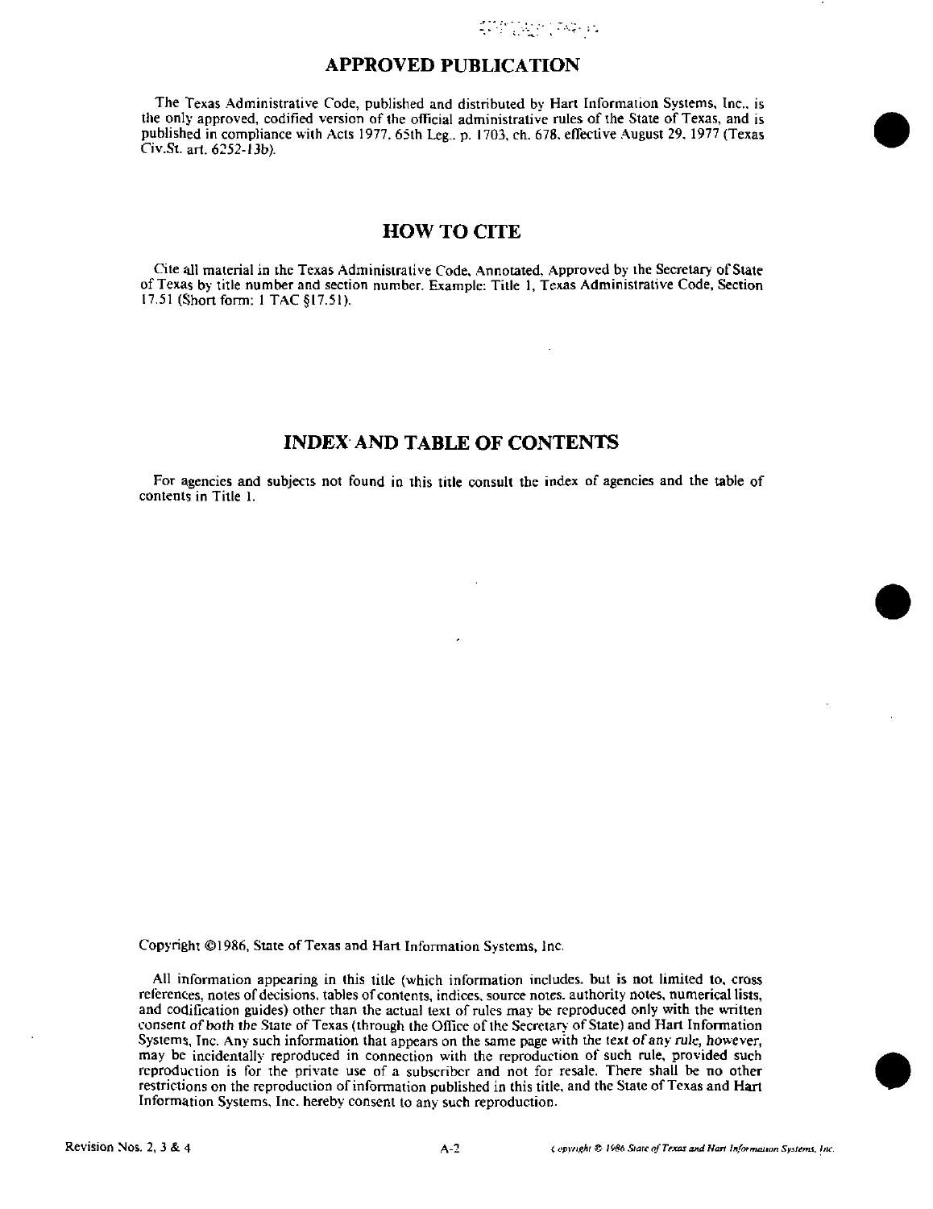## APPROVED PUBLICATION

The Texas Administrative Code, published and distributed by Hart Information Systems, Inc., is the only approved, codified version of the official administrative rules of the State of Texas, and is published in compliance with Acts 1977, 65th Leg., p. 1703, ch. 678, effective August 29, 1977 (Texas Civ.St. art. 6252-13b).

## HOW TO CITE

Cite all material in the Texas Administrative Code, Annotated, Approved by the Secretary of State of Texas by title number and section number. Example: Title 1, Texas Administrative Code, Section 17.51 (Short form: 1 TAC §17.51).

## INDEX AND TABLE OF CONTENTS

For agencies and subjects not found in this title consult the index of agencies and the table of contents in Title 1.

Copyright ©1986, State of Texas and Hart Information Systems, Inc.

All information appearing in this title (which information includes, but is not limited to, cross references, notes of decisions, tables of contents, indices, source notes, authority notes, numerical lists, and codification guides) other than the actual text of rules may be reproduced only with the written consent of both the State of Texas (through the Office of the Secretary of State) and Hart Information Systems, Inc. Any such information that appears on the same page with the text of any rule, however, may be incidentally reproduced in connection with the reproduction of such rule, provided such reproduction is for the private use of a subscriber and not for resale. There shall be no other restrictions on the reproduction of information published in this title, and the State of Texas and Hart Information Systems, Inc. hereby consent to any such reproduction.

Revision Nos. 2, 3 & 4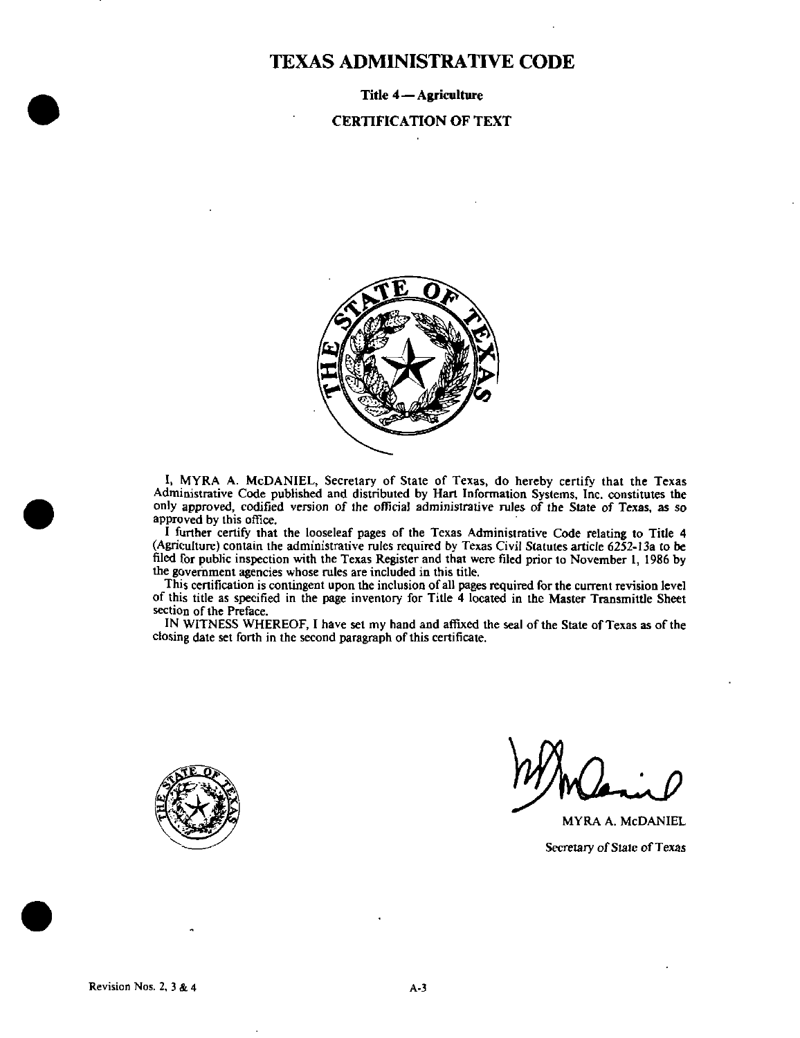# TEXAS ADMINISTRATIVE CODE

**Title 4 — Agriculture**

CERTIFICATION OF TEXT

I, MYRA A. McDANIEL, Secretary of State of Texas, do hereby certify that the Texas Administrative Code published and distributed by Hart Information Systems, Inc. constitutes the only approved, codified version of the official administrative rules of the State of Texas, as so approved by this office.

I further certify that the looseleaf pages of the Texas Administrative Code relating to Title 4 (Agriculture) contain the administrative rules required by Texas Civil Statutes article 6252-13a to be filed for public inspection with the Texas Register and that were filed prior to November 1, 1986 by the government agencies whose rules are included in this title.

This certification is contingent upon the inclusion of all pages required for the current revision level of this title as specified in the page inventory for Title 4 located in the Master Transmittle Sheet section of the Preface.

IN WITNESS WHEREOF, I have set my hand and affixed the seal of the State of Texas as of the closing date set forth in the second paragraph of this certificate.

MYRA A. McDANIEL

Secretary of State of Texas

Revision Nos. 2, 3 & 4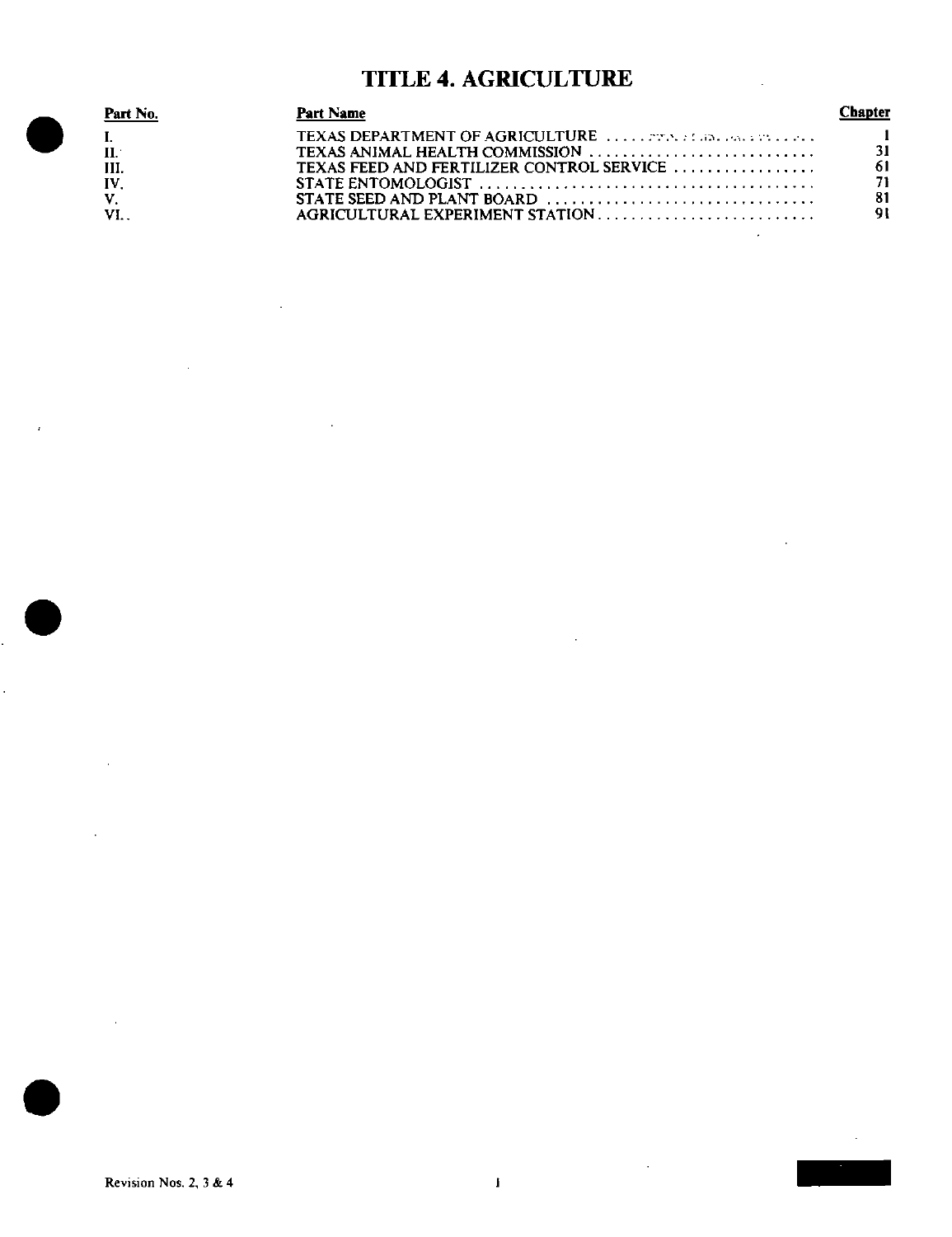# TITLE 4. AGRICULTURE

| Part No. | Part Name | Chapter |
|---|---|---|
| I. | TEXAS DEPARTMENT OF AGRICULTURE | 1 |
| II. | TEXAS ANIMAL HEALTH COMMISSION | 31 |
| III. | TEXAS FEED AND FERTILIZER CONTROL SERVICE | 61 |
| IV. | STATE ENTOMOLOGIST | 71 |
| V. | STATE SEED AND PLANT BOARD | 81 |
| VI. | AGRICULTURAL EXPERIMENT STATION | 91 |

Revision Nos. 2, 3 & 4